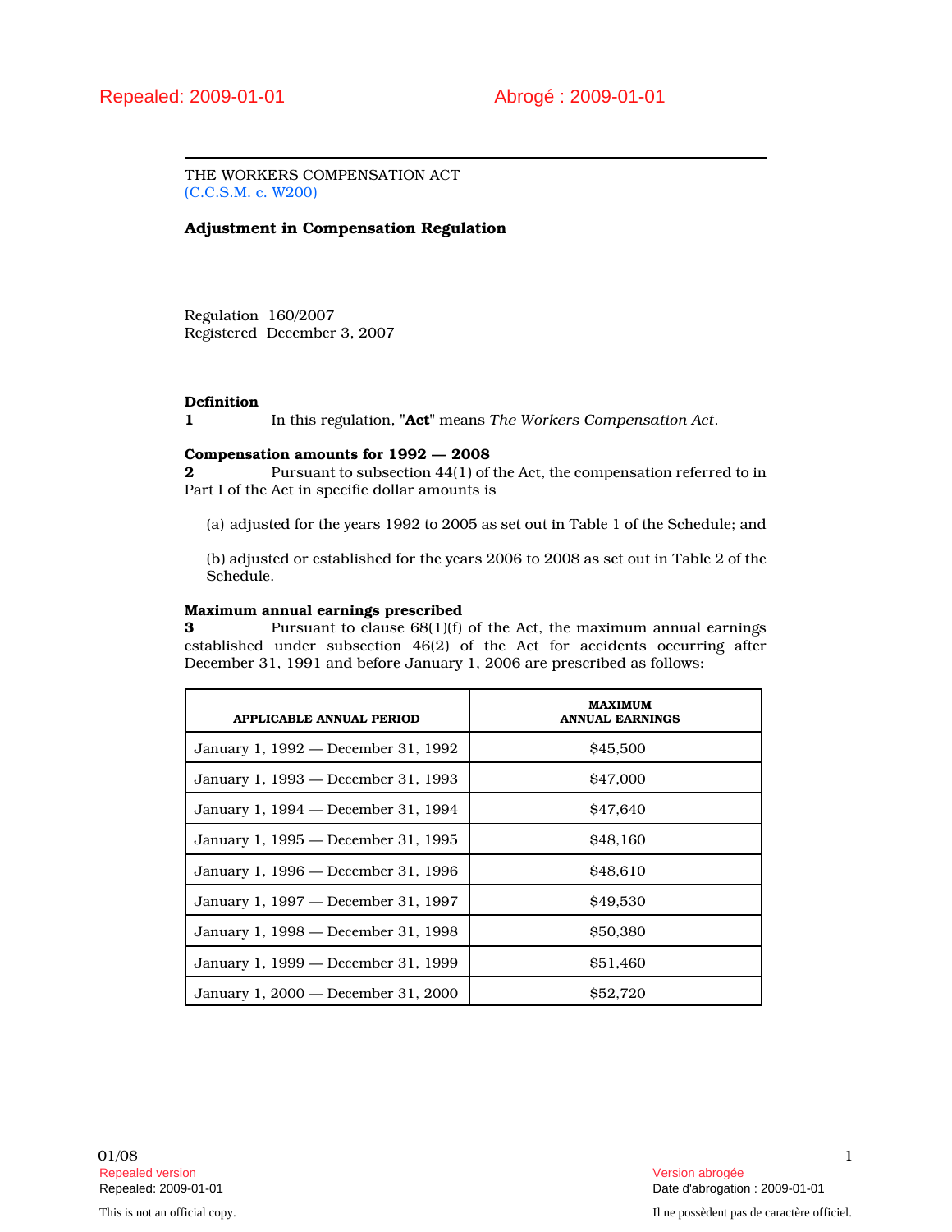Repealed: 2009-01-01 Abrogé : 2009-01-01

THE WORKERS COMPENSATION ACT
(C.C.S.M. c. W200)

**Adjustment in Compensation Regulation**

Regulation 160/2007
Registered December 3, 2007

**Definition**

**1** In this regulation, "**Act**" means *The Workers Compensation Act*.

**Compensation amounts for 1992 — 2008**

**2** Pursuant to subsection 44(1) of the Act, the compensation referred to in Part I of the Act in specific dollar amounts is

(a) adjusted for the years 1992 to 2005 as set out in Table 1 of the Schedule; and

(b) adjusted or established for the years 2006 to 2008 as set out in Table 2 of the Schedule.

**Maximum annual earnings prescribed**

**3** Pursuant to clause 68(1)(f) of the Act, the maximum annual earnings established under subsection 46(2) of the Act for accidents occurring after December 31, 1991 and before January 1, 2006 are prescribed as follows:

| APPLICABLE ANNUAL PERIOD | MAXIMUM ANNUAL EARNINGS |
|---|---|
| January 1, 1992 — December 31, 1992 | $45,500 |
| January 1, 1993 — December 31, 1993 | $47,000 |
| January 1, 1994 — December 31, 1994 | $47,640 |
| January 1, 1995 — December 31, 1995 | $48,160 |
| January 1, 1996 — December 31, 1996 | $48,610 |
| January 1, 1997 — December 31, 1997 | $49,530 |
| January 1, 1998 — December 31, 1998 | $50,380 |
| January 1, 1999 — December 31, 1999 | $51,460 |
| January 1, 2000 — December 31, 2000 | $52,720 |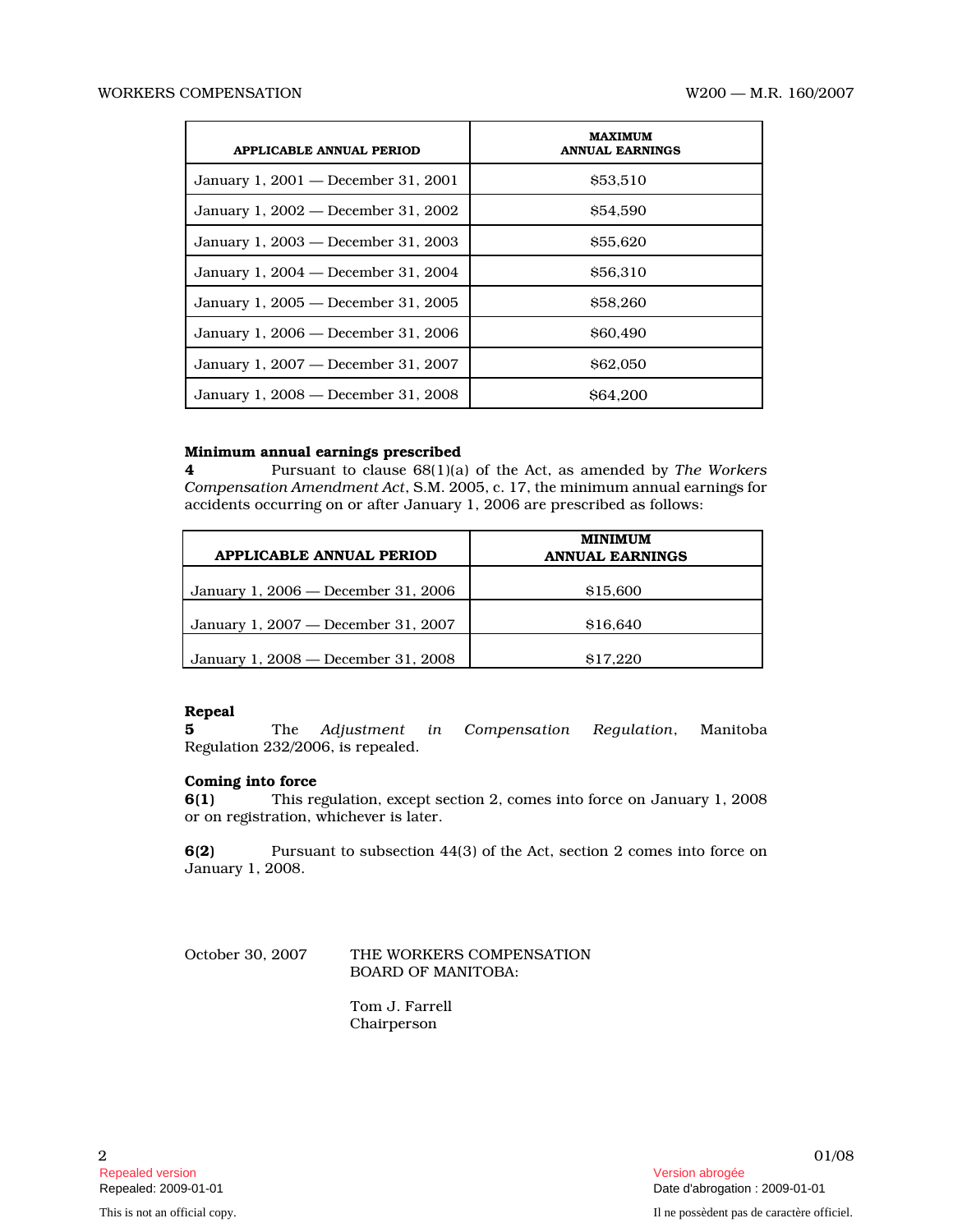| APPLICABLE ANNUAL PERIOD | MAXIMUM ANNUAL EARNINGS |
|---|---|
| January 1, 2001 — December 31, 2001 | $53,510 |
| January 1, 2002 — December 31, 2002 | $54,590 |
| January 1, 2003 — December 31, 2003 | $55,620 |
| January 1, 2004 — December 31, 2004 | $56,310 |
| January 1, 2005 — December 31, 2005 | $58,260 |
| January 1, 2006 — December 31, 2006 | $60,490 |
| January 1, 2007 — December 31, 2007 | $62,050 |
| January 1, 2008 — December 31, 2008 | $64,200 |

**Minimum annual earnings prescribed**

**4** Pursuant to clause 68(1)(a) of the Act, as amended by *The Workers Compensation Amendment Act*, S.M. 2005, c. 17, the minimum annual earnings for accidents occurring on or after January 1, 2006 are prescribed as follows:

| APPLICABLE ANNUAL PERIOD | MINIMUM ANNUAL EARNINGS |
|---|---|
| January 1, 2006 — December 31, 2006 | $15,600 |
| January 1, 2007 — December 31, 2007 | $16,640 |
| January 1, 2008 — December 31, 2008 | $17,220 |

**Repeal**

**5** The *Adjustment in Compensation Regulation*, Manitoba Regulation 232/2006, is repealed.

**Coming into force**

**6(1)** This regulation, except section 2, comes into force on January 1, 2008 or on registration, whichever is later.

**6(2)** Pursuant to subsection 44(3) of the Act, section 2 comes into force on January 1, 2008.

October 30, 2007

THE WORKERS COMPENSATION BOARD OF MANITOBA:

Tom J. Farrell
Chairperson

Repealed version
Repealed: 2009-01-01

Version abrogée
Date d'abrogation : 2009-01-01

This is not an official copy.

Il ne possèdent pas de caractère officiel.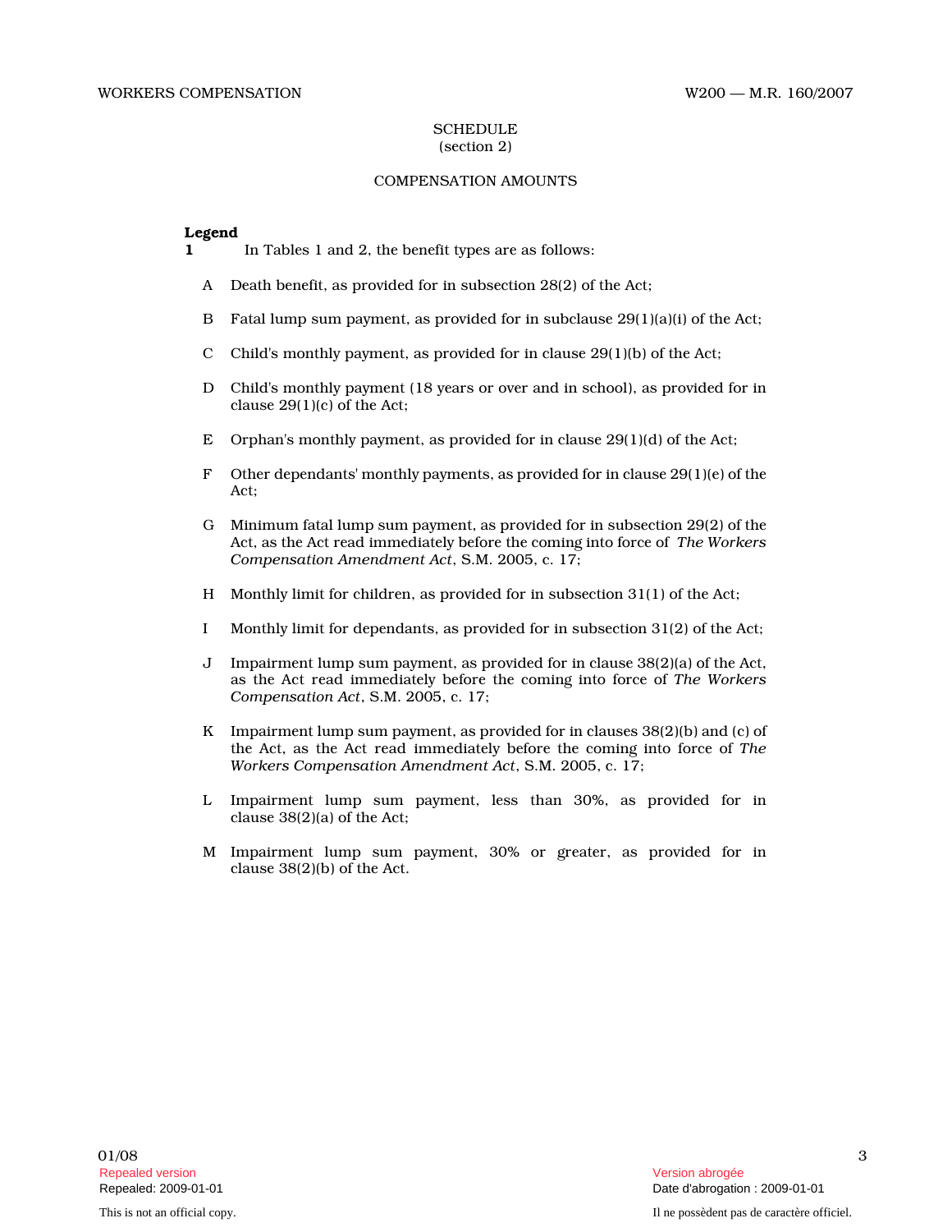## SCHEDULE
(section 2)

### COMPENSATION AMOUNTS

**Legend**

**1** In Tables 1 and 2, the benefit types are as follows:

A Death benefit, as provided for in subsection 28(2) of the Act;

B Fatal lump sum payment, as provided for in subclause 29(1)(a)(i) of the Act;

C Child's monthly payment, as provided for in clause 29(1)(b) of the Act;

D Child's monthly payment (18 years or over and in school), as provided for in clause 29(1)(c) of the Act;

E Orphan's monthly payment, as provided for in clause 29(1)(d) of the Act;

F Other dependants' monthly payments, as provided for in clause 29(1)(e) of the Act;

G Minimum fatal lump sum payment, as provided for in subsection 29(2) of the Act, as the Act read immediately before the coming into force of *The Workers Compensation Amendment Act*, S.M. 2005, c. 17;

H Monthly limit for children, as provided for in subsection 31(1) of the Act;

I Monthly limit for dependants, as provided for in subsection 31(2) of the Act;

J Impairment lump sum payment, as provided for in clause 38(2)(a) of the Act, as the Act read immediately before the coming into force of *The Workers Compensation Act*, S.M. 2005, c. 17;

K Impairment lump sum payment, as provided for in clauses 38(2)(b) and (c) of the Act, as the Act read immediately before the coming into force of *The Workers Compensation Amendment Act*, S.M. 2005, c. 17;

L Impairment lump sum payment, less than 30%, as provided for in clause 38(2)(a) of the Act;

M Impairment lump sum payment, 30% or greater, as provided for in clause 38(2)(b) of the Act.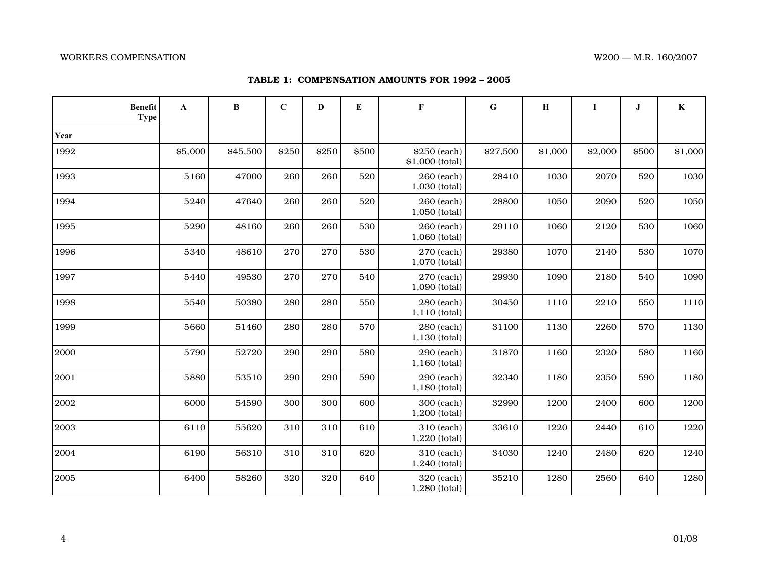**TABLE 1: COMPENSATION AMOUNTS FOR 1992 – 2005**

| Benefit Type / Year | A | B | C | D | E | F | G | H | I | J | K |
|---|---|---|---|---|---|---|---|---|---|---|---|
| 1992 | $5,000 | $45,500 | $250 | $250 | $500 | $250 (each) $1,000 (total) | $27,500 | $1,000 | $2,000 | $500 | $1,000 |
| 1993 | 5160 | 47000 | 260 | 260 | 520 | 260 (each) 1,030 (total) | 28410 | 1030 | 2070 | 520 | 1030 |
| 1994 | 5240 | 47640 | 260 | 260 | 520 | 260 (each) 1,050 (total) | 28800 | 1050 | 2090 | 520 | 1050 |
| 1995 | 5290 | 48160 | 260 | 260 | 530 | 260 (each) 1,060 (total) | 29110 | 1060 | 2120 | 530 | 1060 |
| 1996 | 5340 | 48610 | 270 | 270 | 530 | 270 (each) 1,070 (total) | 29380 | 1070 | 2140 | 530 | 1070 |
| 1997 | 5440 | 49530 | 270 | 270 | 540 | 270 (each) 1,090 (total) | 29930 | 1090 | 2180 | 540 | 1090 |
| 1998 | 5540 | 50380 | 280 | 280 | 550 | 280 (each) 1,110 (total) | 30450 | 1110 | 2210 | 550 | 1110 |
| 1999 | 5660 | 51460 | 280 | 280 | 570 | 280 (each) 1,130 (total) | 31100 | 1130 | 2260 | 570 | 1130 |
| 2000 | 5790 | 52720 | 290 | 290 | 580 | 290 (each) 1,160 (total) | 31870 | 1160 | 2320 | 580 | 1160 |
| 2001 | 5880 | 53510 | 290 | 290 | 590 | 290 (each) 1,180 (total) | 32340 | 1180 | 2350 | 590 | 1180 |
| 2002 | 6000 | 54590 | 300 | 300 | 600 | 300 (each) 1,200 (total) | 32990 | 1200 | 2400 | 600 | 1200 |
| 2003 | 6110 | 55620 | 310 | 310 | 610 | 310 (each) 1,220 (total) | 33610 | 1220 | 2440 | 610 | 1220 |
| 2004 | 6190 | 56310 | 310 | 310 | 620 | 310 (each) 1,240 (total) | 34030 | 1240 | 2480 | 620 | 1240 |
| 2005 | 6400 | 58260 | 320 | 320 | 640 | 320 (each) 1,280 (total) | 35210 | 1280 | 2560 | 640 | 1280 |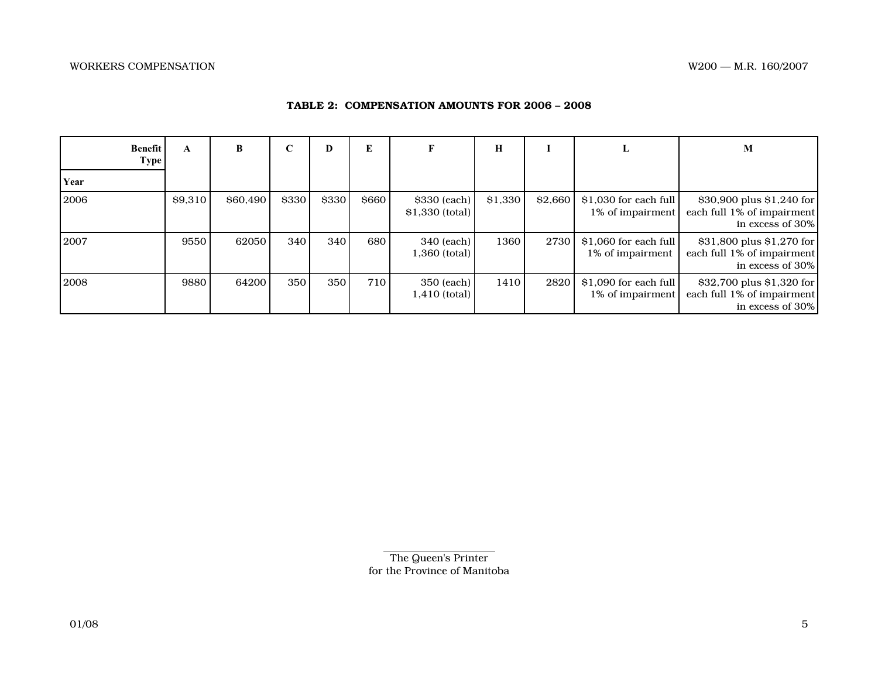**TABLE 2: COMPENSATION AMOUNTS FOR 2006 – 2008**

| Benefit Type / Year | A | B | C | D | E | F | H | I | L | M |
|---|---|---|---|---|---|---|---|---|---|---|
| 2006 | $9,310 | $60,490 | $330 | $330 | $660 | $330 (each) $1,330 (total) | $1,330 | $2,660 | $1,030 for each full 1% of impairment | $30,900 plus $1,240 for each full 1% of impairment in excess of 30% |
| 2007 | 9550 | 62050 | 340 | 340 | 680 | 340 (each) 1,360 (total) | 1360 | 2730 | $1,060 for each full 1% of impairment | $31,800 plus $1,270 for each full 1% of impairment in excess of 30% |
| 2008 | 9880 | 64200 | 350 | 350 | 710 | 350 (each) 1,410 (total) | 1410 | 2820 | $1,090 for each full 1% of impairment | $32,700 plus $1,320 for each full 1% of impairment in excess of 30% |

The Queen's Printer
for the Province of Manitoba